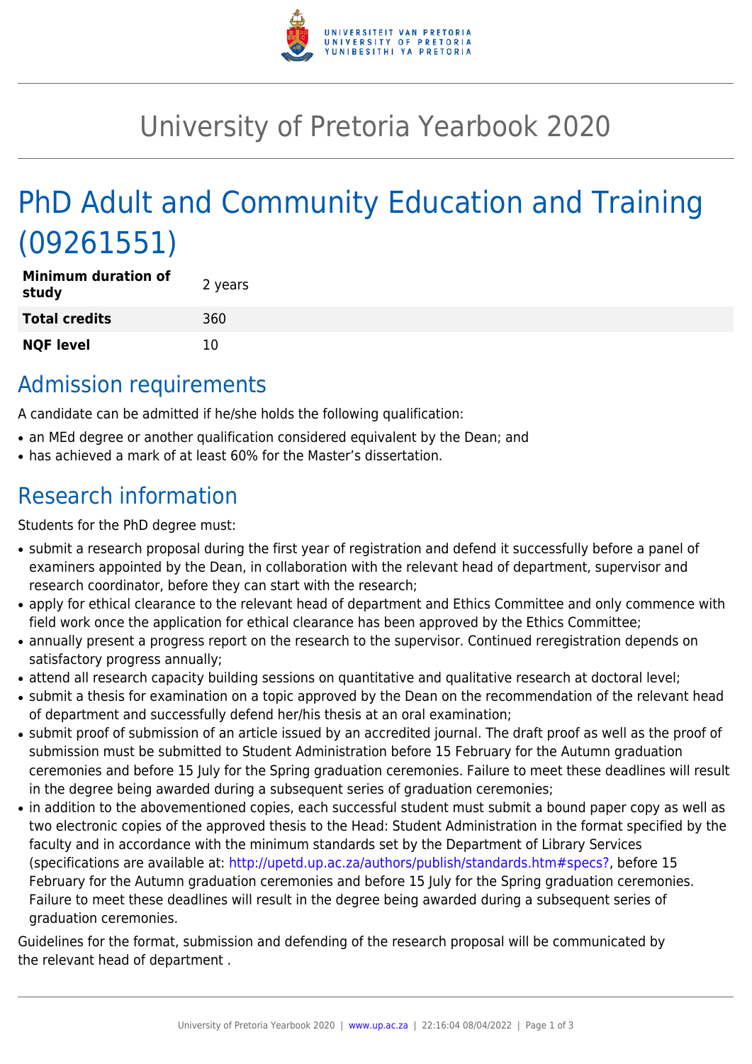# University of Pretoria Yearbook 2020

# PhD Adult and Community Education and Training (09261551)

| | |
|---|---|
| **Minimum duration of study** | 2 years |
| **Total credits** | 360 |
| **NQF level** | 10 |

## Admission requirements

A candidate can be admitted if he/she holds the following qualification:

- an MEd degree or another qualification considered equivalent by the Dean; and
- has achieved a mark of at least 60% for the Master's dissertation.

## Research information

Students for the PhD degree must:

- submit a research proposal during the first year of registration and defend it successfully before a panel of examiners appointed by the Dean, in collaboration with the relevant head of department, supervisor and research coordinator, before they can start with the research;
- apply for ethical clearance to the relevant head of department and Ethics Committee and only commence with field work once the application for ethical clearance has been approved by the Ethics Committee;
- annually present a progress report on the research to the supervisor. Continued reregistration depends on satisfactory progress annually;
- attend all research capacity building sessions on quantitative and qualitative research at doctoral level;
- submit a thesis for examination on a topic approved by the Dean on the recommendation of the relevant head of department and successfully defend her/his thesis at an oral examination;
- submit proof of submission of an article issued by an accredited journal. The draft proof as well as the proof of submission must be submitted to Student Administration before 15 February for the Autumn graduation ceremonies and before 15 July for the Spring graduation ceremonies. Failure to meet these deadlines will result in the degree being awarded during a subsequent series of graduation ceremonies;
- in addition to the abovementioned copies, each successful student must submit a bound paper copy as well as two electronic copies of the approved thesis to the Head: Student Administration in the format specified by the faculty and in accordance with the minimum standards set by the Department of Library Services (specifications are available at: http://upetd.up.ac.za/authors/publish/standards.htm#specs?, before 15 February for the Autumn graduation ceremonies and before 15 July for the Spring graduation ceremonies. Failure to meet these deadlines will result in the degree being awarded during a subsequent series of graduation ceremonies.

Guidelines for the format, submission and defending of the research proposal will be communicated by the relevant head of department .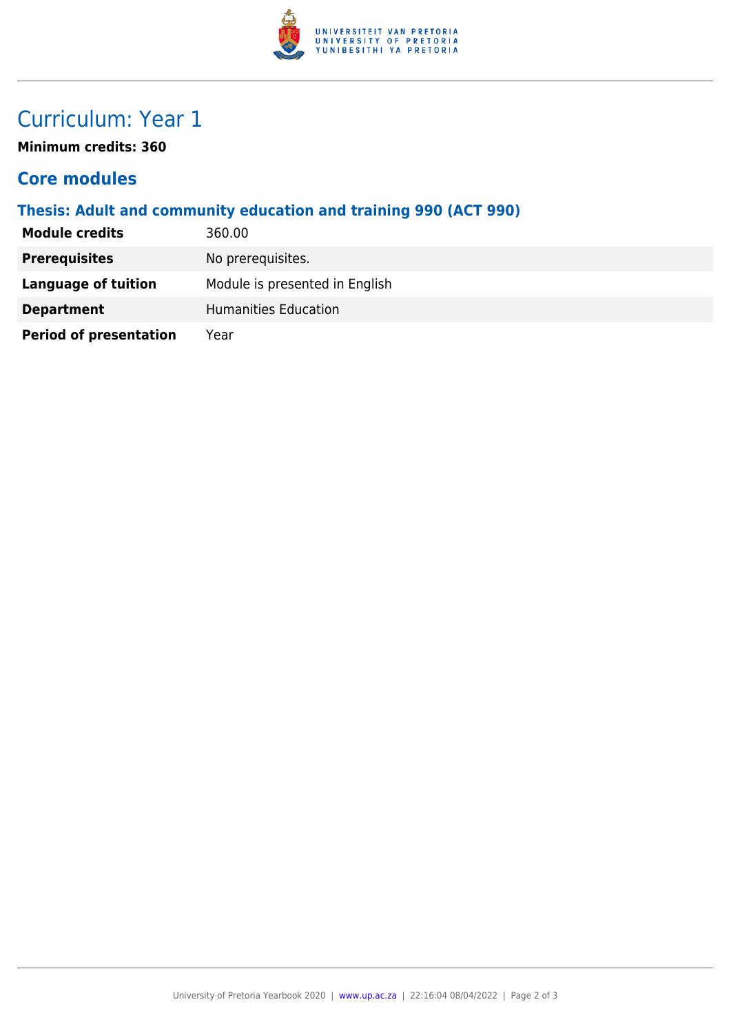# Curriculum: Year 1

**Minimum credits: 360**

## Core modules

### Thesis: Adult and community education and training 990 (ACT 990)

| | |
|---|---|
| **Module credits** | 360.00 |
| **Prerequisites** | No prerequisites. |
| **Language of tuition** | Module is presented in English |
| **Department** | Humanities Education |
| **Period of presentation** | Year |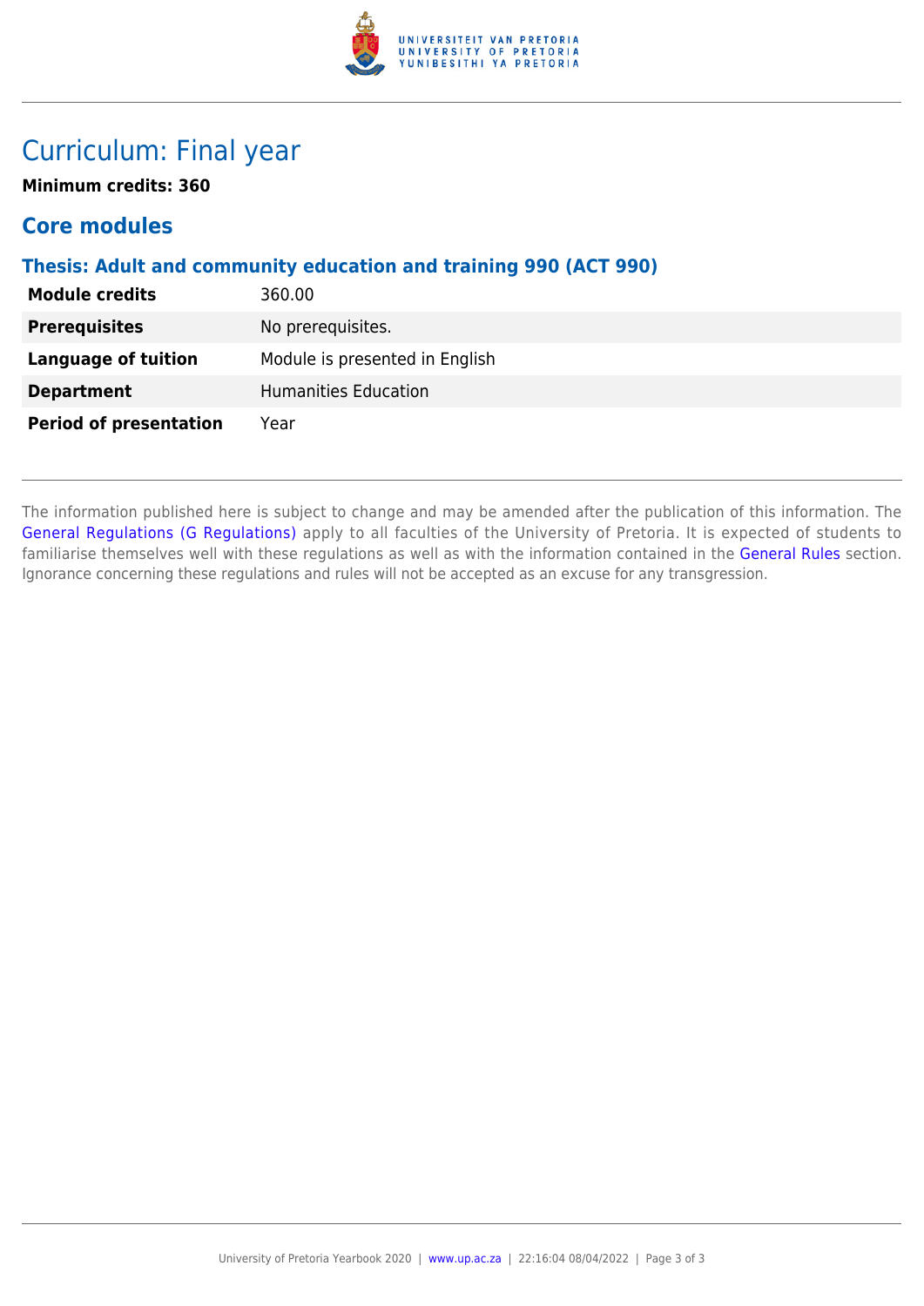# Curriculum: Final year

**Minimum credits: 360**

## Core modules

### Thesis: Adult and community education and training 990 (ACT 990)

| | |
|---|---|
| **Module credits** | 360.00 |
| **Prerequisites** | No prerequisites. |
| **Language of tuition** | Module is presented in English |
| **Department** | Humanities Education |
| **Period of presentation** | Year |

The information published here is subject to change and may be amended after the publication of this information. The General Regulations (G Regulations) apply to all faculties of the University of Pretoria. It is expected of students to familiarise themselves well with these regulations as well as with the information contained in the General Rules section. Ignorance concerning these regulations and rules will not be accepted as an excuse for any transgression.